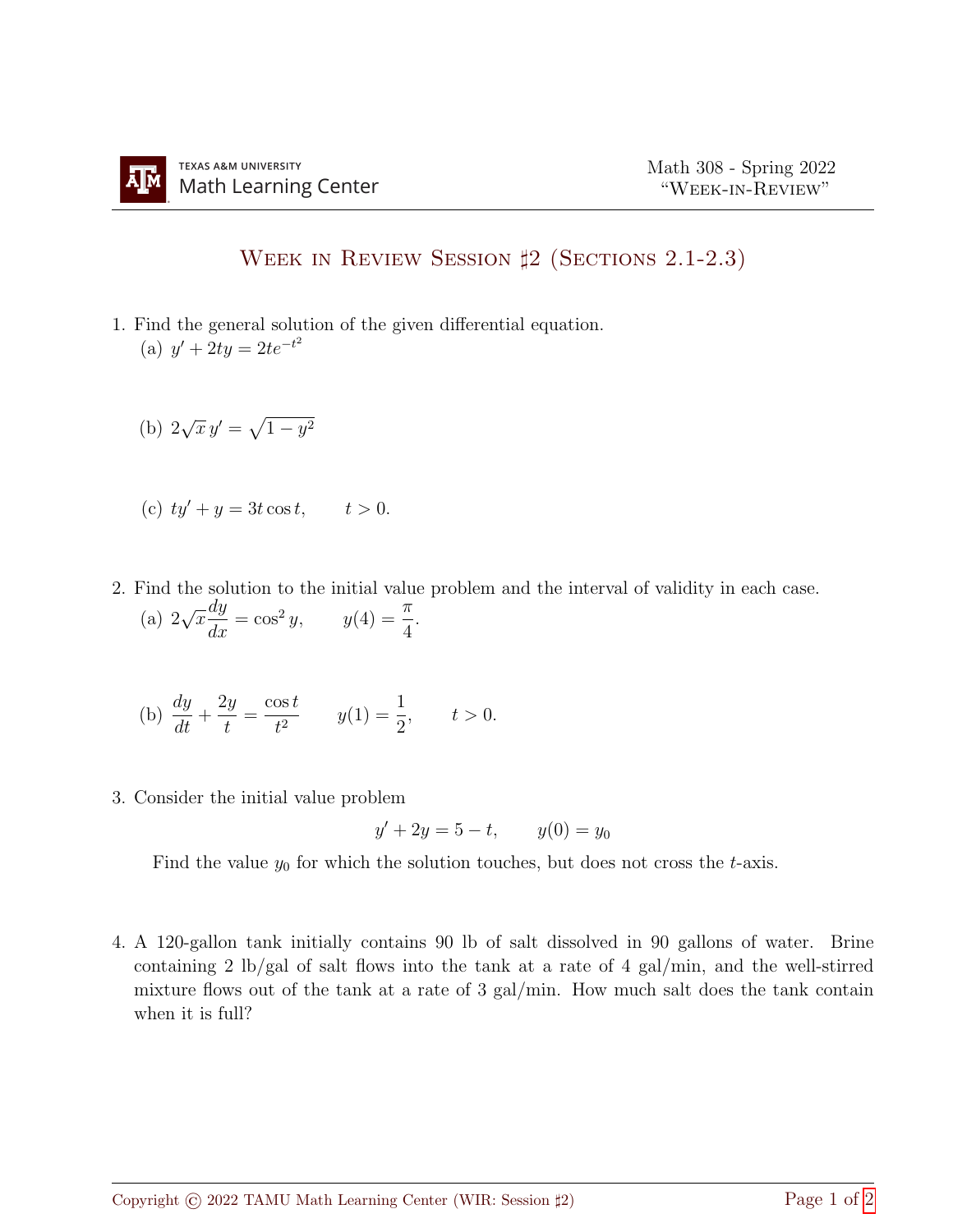# Week in Review Session ♯2 (Sections 2.1-2.3)

1. Find the general solution of the given differential equation.
   (a) $y' + 2ty = 2te^{-t^2}$

   (b) $2\sqrt{x}\,y' = \sqrt{1-y^2}$

   (c) $ty' + y = 3t\cos t, \qquad t > 0.$

2. Find the solution to the initial value problem and the interval of validity in each case.
   (a) $2\sqrt{x}\dfrac{dy}{dx} = \cos^2 y, \qquad y(4) = \dfrac{\pi}{4}.$

   (b) $\dfrac{dy}{dt} + \dfrac{2y}{t} = \dfrac{\cos t}{t^2} \qquad y(1) = \dfrac{1}{2}, \qquad t > 0.$

3. Consider the initial value problem

$$y' + 2y = 5 - t, \qquad y(0) = y_0$$

   Find the value $y_0$ for which the solution touches, but does not cross the $t$-axis.

4. A 120-gallon tank initially contains 90 lb of salt dissolved in 90 gallons of water. Brine containing 2 lb/gal of salt flows into the tank at a rate of 4 gal/min, and the well-stirred mixture flows out of the tank at a rate of 3 gal/min. How much salt does the tank contain when it is full?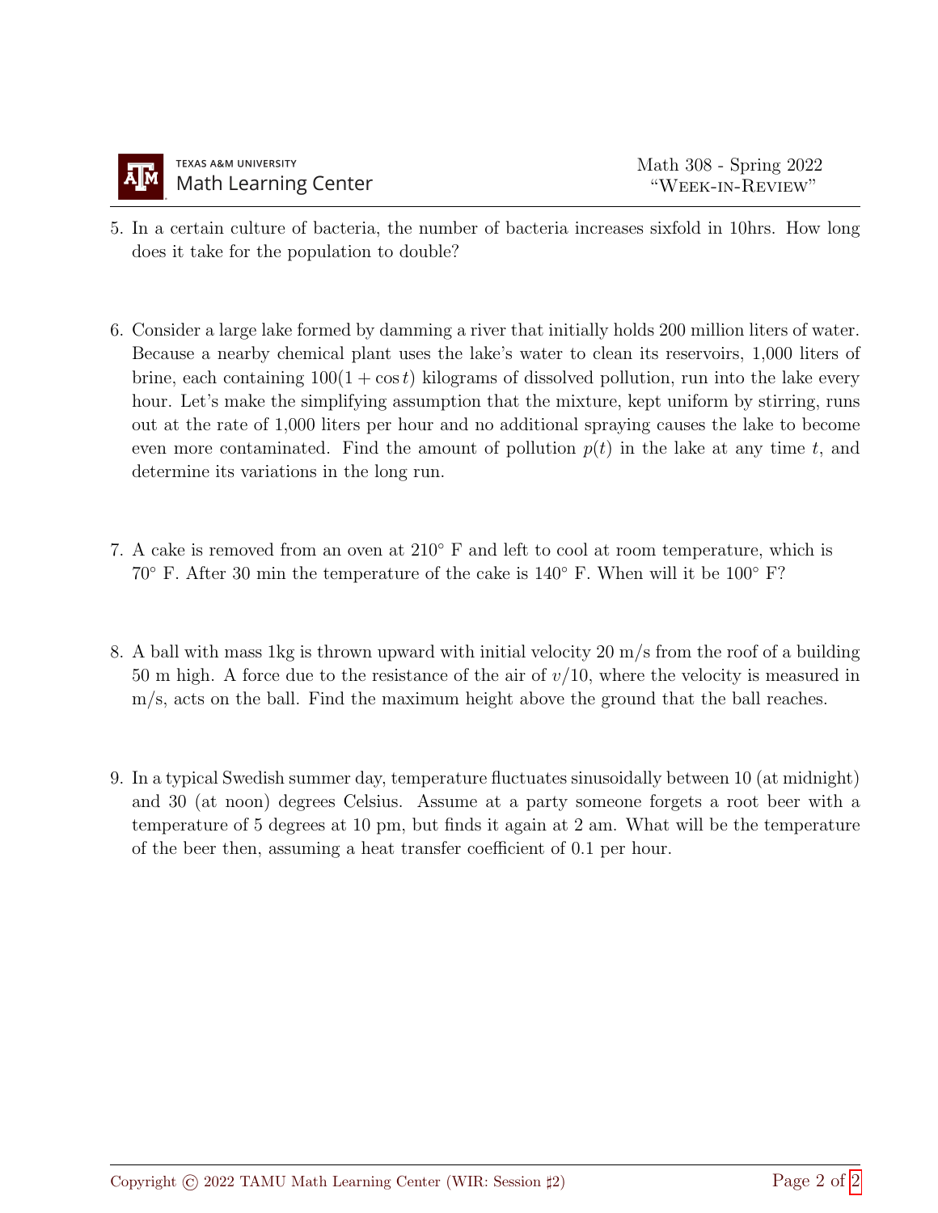5. In a certain culture of bacteria, the number of bacteria increases sixfold in 10hrs. How long does it take for the population to double?

6. Consider a large lake formed by damming a river that initially holds 200 million liters of water. Because a nearby chemical plant uses the lake's water to clean its reservoirs, 1,000 liters of brine, each containing $100(1 + \cos t)$ kilograms of dissolved pollution, run into the lake every hour. Let's make the simplifying assumption that the mixture, kept uniform by stirring, runs out at the rate of 1,000 liters per hour and no additional spraying causes the lake to become even more contaminated. Find the amount of pollution $p(t)$ in the lake at any time $t$, and determine its variations in the long run.

7. A cake is removed from an oven at 210° F and left to cool at room temperature, which is 70° F. After 30 min the temperature of the cake is 140° F. When will it be 100° F?

8. A ball with mass 1kg is thrown upward with initial velocity 20 m/s from the roof of a building 50 m high. A force due to the resistance of the air of $v/10$, where the velocity is measured in m/s, acts on the ball. Find the maximum height above the ground that the ball reaches.

9. In a typical Swedish summer day, temperature fluctuates sinusoidally between 10 (at midnight) and 30 (at noon) degrees Celsius. Assume at a party someone forgets a root beer with a temperature of 5 degrees at 10 pm, but finds it again at 2 am. What will be the temperature of the beer then, assuming a heat transfer coefficient of 0.1 per hour.